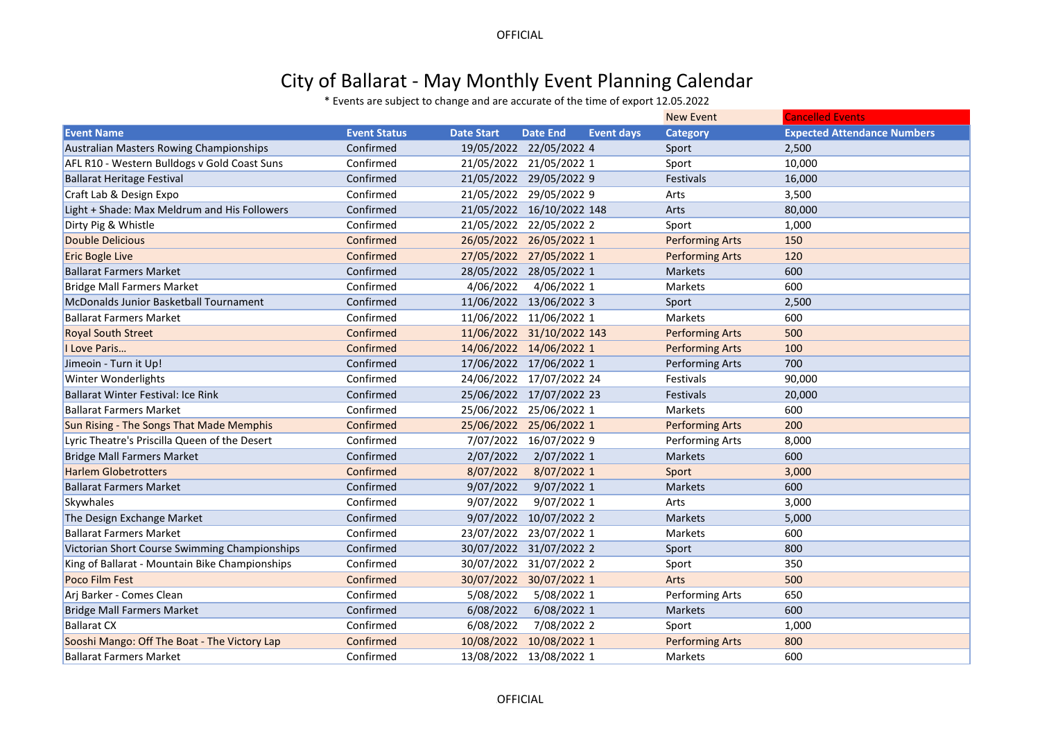# City of Ballarat - May Monthly Event Planning Calendar

\* Events are subject to change and are accurate of the time of export 12.05.2022

New Event | Cancelled Events

| Event Name | Event Status | Date Start | Date End | Event days | Category | Expected Attendance Numbers |
|---|---|---|---|---|---|---|
| Australian Masters Rowing Championships | Confirmed | 19/05/2022 | 22/05/2022 | 4 | Sport | 2,500 |
| AFL R10 - Western Bulldogs v Gold Coast Suns | Confirmed | 21/05/2022 | 21/05/2022 | 1 | Sport | 10,000 |
| Ballarat Heritage Festival | Confirmed | 21/05/2022 | 29/05/2022 | 9 | Festivals | 16,000 |
| Craft Lab & Design Expo | Confirmed | 21/05/2022 | 29/05/2022 | 9 | Arts | 3,500 |
| Light + Shade: Max Meldrum and His Followers | Confirmed | 21/05/2022 | 16/10/2022 | 148 | Arts | 80,000 |
| Dirty Pig & Whistle | Confirmed | 21/05/2022 | 22/05/2022 | 2 | Sport | 1,000 |
| Double Delicious | Confirmed | 26/05/2022 | 26/05/2022 | 1 | Performing Arts | 150 |
| Eric Bogle Live | Confirmed | 27/05/2022 | 27/05/2022 | 1 | Performing Arts | 120 |
| Ballarat Farmers Market | Confirmed | 28/05/2022 | 28/05/2022 | 1 | Markets | 600 |
| Bridge Mall Farmers Market | Confirmed | 4/06/2022 | 4/06/2022 | 1 | Markets | 600 |
| McDonalds Junior Basketball Tournament | Confirmed | 11/06/2022 | 13/06/2022 | 3 | Sport | 2,500 |
| Ballarat Farmers Market | Confirmed | 11/06/2022 | 11/06/2022 | 1 | Markets | 600 |
| Royal South Street | Confirmed | 11/06/2022 | 31/10/2022 | 143 | Performing Arts | 500 |
| I Love Paris… | Confirmed | 14/06/2022 | 14/06/2022 | 1 | Performing Arts | 100 |
| Jimeoin - Turn it Up! | Confirmed | 17/06/2022 | 17/06/2022 | 1 | Performing Arts | 700 |
| Winter Wonderlights | Confirmed | 24/06/2022 | 17/07/2022 | 24 | Festivals | 90,000 |
| Ballarat Winter Festival: Ice Rink | Confirmed | 25/06/2022 | 17/07/2022 | 23 | Festivals | 20,000 |
| Ballarat Farmers Market | Confirmed | 25/06/2022 | 25/06/2022 | 1 | Markets | 600 |
| Sun Rising - The Songs That Made Memphis | Confirmed | 25/06/2022 | 25/06/2022 | 1 | Performing Arts | 200 |
| Lyric Theatre's Priscilla Queen of the Desert | Confirmed | 7/07/2022 | 16/07/2022 | 9 | Performing Arts | 8,000 |
| Bridge Mall Farmers Market | Confirmed | 2/07/2022 | 2/07/2022 | 1 | Markets | 600 |
| Harlem Globetrotters | Confirmed | 8/07/2022 | 8/07/2022 | 1 | Sport | 3,000 |
| Ballarat Farmers Market | Confirmed | 9/07/2022 | 9/07/2022 | 1 | Markets | 600 |
| Skywhales | Confirmed | 9/07/2022 | 9/07/2022 | 1 | Arts | 3,000 |
| The Design Exchange Market | Confirmed | 9/07/2022 | 10/07/2022 | 2 | Markets | 5,000 |
| Ballarat Farmers Market | Confirmed | 23/07/2022 | 23/07/2022 | 1 | Markets | 600 |
| Victorian Short Course Swimming Championships | Confirmed | 30/07/2022 | 31/07/2022 | 2 | Sport | 800 |
| King of Ballarat - Mountain Bike Championships | Confirmed | 30/07/2022 | 31/07/2022 | 2 | Sport | 350 |
| Poco Film Fest | Confirmed | 30/07/2022 | 30/07/2022 | 1 | Arts | 500 |
| Arj Barker - Comes Clean | Confirmed | 5/08/2022 | 5/08/2022 | 1 | Performing Arts | 650 |
| Bridge Mall Farmers Market | Confirmed | 6/08/2022 | 6/08/2022 | 1 | Markets | 600 |
| Ballarat CX | Confirmed | 6/08/2022 | 7/08/2022 | 2 | Sport | 1,000 |
| Sooshi Mango: Off The Boat - The Victory Lap | Confirmed | 10/08/2022 | 10/08/2022 | 1 | Performing Arts | 800 |
| Ballarat Farmers Market | Confirmed | 13/08/2022 | 13/08/2022 | 1 | Markets | 600 |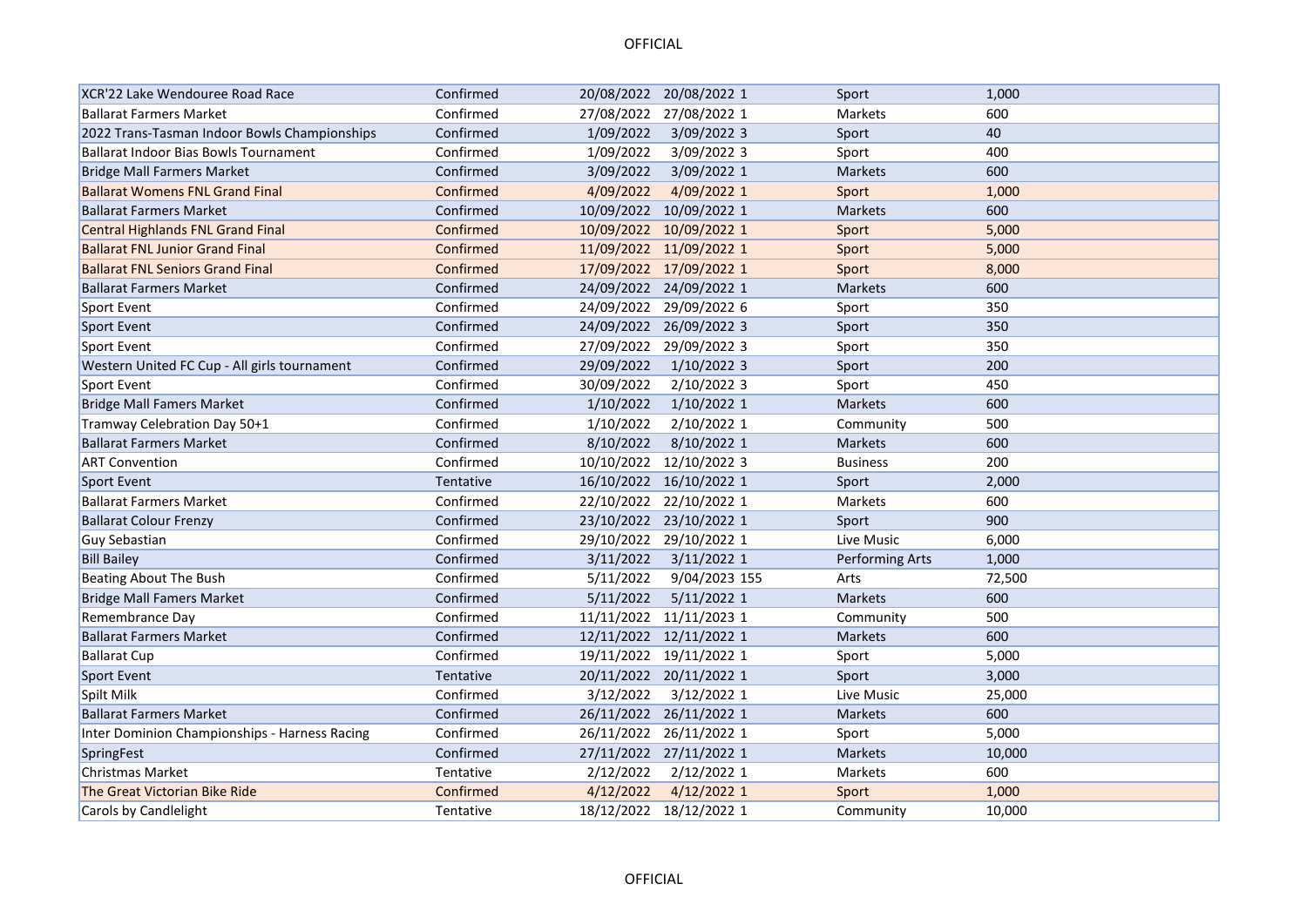| | | | | | | |
|---|---|---|---|---|---|---|
| XCR'22 Lake Wendouree Road Race | Confirmed | 20/08/2022 | 20/08/2022 | 1 | Sport | 1,000 |
| Ballarat Farmers Market | Confirmed | 27/08/2022 | 27/08/2022 | 1 | Markets | 600 |
| 2022 Trans-Tasman Indoor Bowls Championships | Confirmed | 1/09/2022 | 3/09/2022 | 3 | Sport | 40 |
| Ballarat Indoor Bias Bowls Tournament | Confirmed | 1/09/2022 | 3/09/2022 | 3 | Sport | 400 |
| Bridge Mall Farmers Market | Confirmed | 3/09/2022 | 3/09/2022 | 1 | Markets | 600 |
| Ballarat Womens FNL Grand Final | Confirmed | 4/09/2022 | 4/09/2022 | 1 | Sport | 1,000 |
| Ballarat Farmers Market | Confirmed | 10/09/2022 | 10/09/2022 | 1 | Markets | 600 |
| Central Highlands FNL Grand Final | Confirmed | 10/09/2022 | 10/09/2022 | 1 | Sport | 5,000 |
| Ballarat FNL Junior Grand Final | Confirmed | 11/09/2022 | 11/09/2022 | 1 | Sport | 5,000 |
| Ballarat FNL Seniors Grand Final | Confirmed | 17/09/2022 | 17/09/2022 | 1 | Sport | 8,000 |
| Ballarat Farmers Market | Confirmed | 24/09/2022 | 24/09/2022 | 1 | Markets | 600 |
| Sport Event | Confirmed | 24/09/2022 | 29/09/2022 | 6 | Sport | 350 |
| Sport Event | Confirmed | 24/09/2022 | 26/09/2022 | 3 | Sport | 350 |
| Sport Event | Confirmed | 27/09/2022 | 29/09/2022 | 3 | Sport | 350 |
| Western United FC Cup - All girls tournament | Confirmed | 29/09/2022 | 1/10/2022 | 3 | Sport | 200 |
| Sport Event | Confirmed | 30/09/2022 | 2/10/2022 | 3 | Sport | 450 |
| Bridge Mall Famers Market | Confirmed | 1/10/2022 | 1/10/2022 | 1 | Markets | 600 |
| Tramway Celebration Day 50+1 | Confirmed | 1/10/2022 | 2/10/2022 | 1 | Community | 500 |
| Ballarat Farmers Market | Confirmed | 8/10/2022 | 8/10/2022 | 1 | Markets | 600 |
| ART Convention | Confirmed | 10/10/2022 | 12/10/2022 | 3 | Business | 200 |
| Sport Event | Tentative | 16/10/2022 | 16/10/2022 | 1 | Sport | 2,000 |
| Ballarat Farmers Market | Confirmed | 22/10/2022 | 22/10/2022 | 1 | Markets | 600 |
| Ballarat Colour Frenzy | Confirmed | 23/10/2022 | 23/10/2022 | 1 | Sport | 900 |
| Guy Sebastian | Confirmed | 29/10/2022 | 29/10/2022 | 1 | Live Music | 6,000 |
| Bill Bailey | Confirmed | 3/11/2022 | 3/11/2022 | 1 | Performing Arts | 1,000 |
| Beating About The Bush | Confirmed | 5/11/2022 | 9/04/2023 | 155 | Arts | 72,500 |
| Bridge Mall Famers Market | Confirmed | 5/11/2022 | 5/11/2022 | 1 | Markets | 600 |
| Remembrance Day | Confirmed | 11/11/2022 | 11/11/2023 | 1 | Community | 500 |
| Ballarat Farmers Market | Confirmed | 12/11/2022 | 12/11/2022 | 1 | Markets | 600 |
| Ballarat Cup | Confirmed | 19/11/2022 | 19/11/2022 | 1 | Sport | 5,000 |
| Sport Event | Tentative | 20/11/2022 | 20/11/2022 | 1 | Sport | 3,000 |
| Spilt Milk | Confirmed | 3/12/2022 | 3/12/2022 | 1 | Live Music | 25,000 |
| Ballarat Farmers Market | Confirmed | 26/11/2022 | 26/11/2022 | 1 | Markets | 600 |
| Inter Dominion Championships - Harness Racing | Confirmed | 26/11/2022 | 26/11/2022 | 1 | Sport | 5,000 |
| SpringFest | Confirmed | 27/11/2022 | 27/11/2022 | 1 | Markets | 10,000 |
| Christmas Market | Tentative | 2/12/2022 | 2/12/2022 | 1 | Markets | 600 |
| The Great Victorian Bike Ride | Confirmed | 4/12/2022 | 4/12/2022 | 1 | Sport | 1,000 |
| Carols by Candlelight | Tentative | 18/12/2022 | 18/12/2022 | 1 | Community | 10,000 |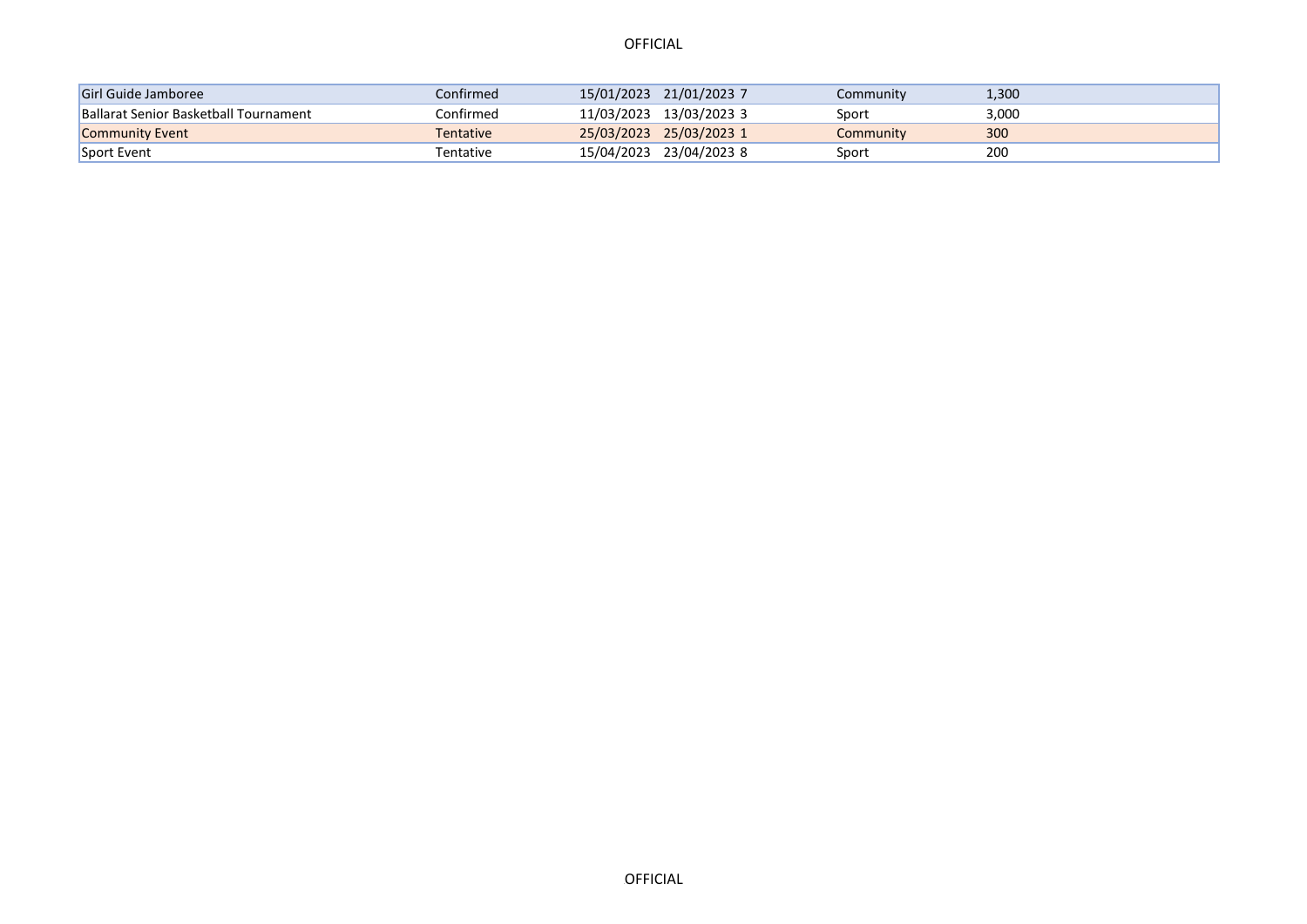| | | | | | | |
|---|---|---|---|---|---|---|
| Girl Guide Jamboree | Confirmed | 15/01/2023 | 21/01/2023 | 7 | Community | 1,300 |
| Ballarat Senior Basketball Tournament | Confirmed | 11/03/2023 | 13/03/2023 | 3 | Sport | 3,000 |
| Community Event | Tentative | 25/03/2023 | 25/03/2023 | 1 | Community | 300 |
| Sport Event | Tentative | 15/04/2023 | 23/04/2023 | 8 | Sport | 200 |